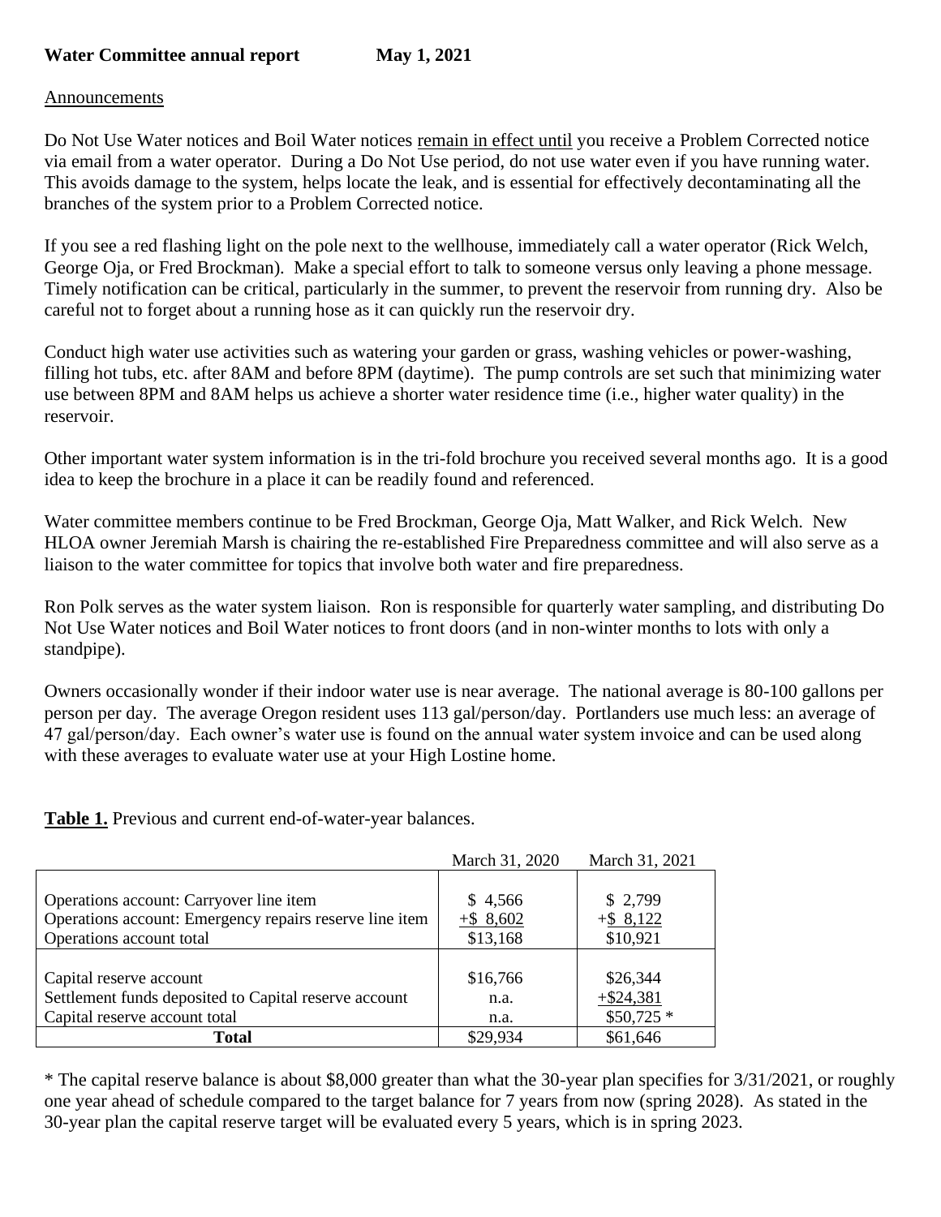**Water Committee annual report May 1, 2021**

Announcements

Do Not Use Water notices and Boil Water notices remain in effect until you receive a Problem Corrected notice via email from a water operator. During a Do Not Use period, do not use water even if you have running water. This avoids damage to the system, helps locate the leak, and is essential for effectively decontaminating all the branches of the system prior to a Problem Corrected notice.

If you see a red flashing light on the pole next to the wellhouse, immediately call a water operator (Rick Welch, George Oja, or Fred Brockman). Make a special effort to talk to someone versus only leaving a phone message. Timely notification can be critical, particularly in the summer, to prevent the reservoir from running dry. Also be careful not to forget about a running hose as it can quickly run the reservoir dry.

Conduct high water use activities such as watering your garden or grass, washing vehicles or power-washing, filling hot tubs, etc. after 8AM and before 8PM (daytime). The pump controls are set such that minimizing water use between 8PM and 8AM helps us achieve a shorter water residence time (i.e., higher water quality) in the reservoir.

Other important water system information is in the tri-fold brochure you received several months ago. It is a good idea to keep the brochure in a place it can be readily found and referenced.

Water committee members continue to be Fred Brockman, George Oja, Matt Walker, and Rick Welch. New HLOA owner Jeremiah Marsh is chairing the re-established Fire Preparedness committee and will also serve as a liaison to the water committee for topics that involve both water and fire preparedness.

Ron Polk serves as the water system liaison. Ron is responsible for quarterly water sampling, and distributing Do Not Use Water notices and Boil Water notices to front doors (and in non-winter months to lots with only a standpipe).

Owners occasionally wonder if their indoor water use is near average. The national average is 80-100 gallons per person per day. The average Oregon resident uses 113 gal/person/day. Portlanders use much less: an average of 47 gal/person/day. Each owner's water use is found on the annual water system invoice and can be used along with these averages to evaluate water use at your High Lostine home.

**Table 1.** Previous and current end-of-water-year balances.

| | March 31, 2020 | March 31, 2021 |
|---|---|---|
| Operations account: Carryover line item | $ 4,566 | $ 2,799 |
| Operations account: Emergency repairs reserve line item | +$ 8,602 | +$ 8,122 |
| Operations account total | $13,168 | $10,921 |
| Capital reserve account | $16,766 | $26,344 |
| Settlement funds deposited to Capital reserve account | n.a. | +$24,381 |
| Capital reserve account total | n.a. | $50,725 * |
| **Total** | $29,934 | $61,646 |

* The capital reserve balance is about $8,000 greater than what the 30-year plan specifies for 3/31/2021, or roughly one year ahead of schedule compared to the target balance for 7 years from now (spring 2028). As stated in the 30-year plan the capital reserve target will be evaluated every 5 years, which is in spring 2023.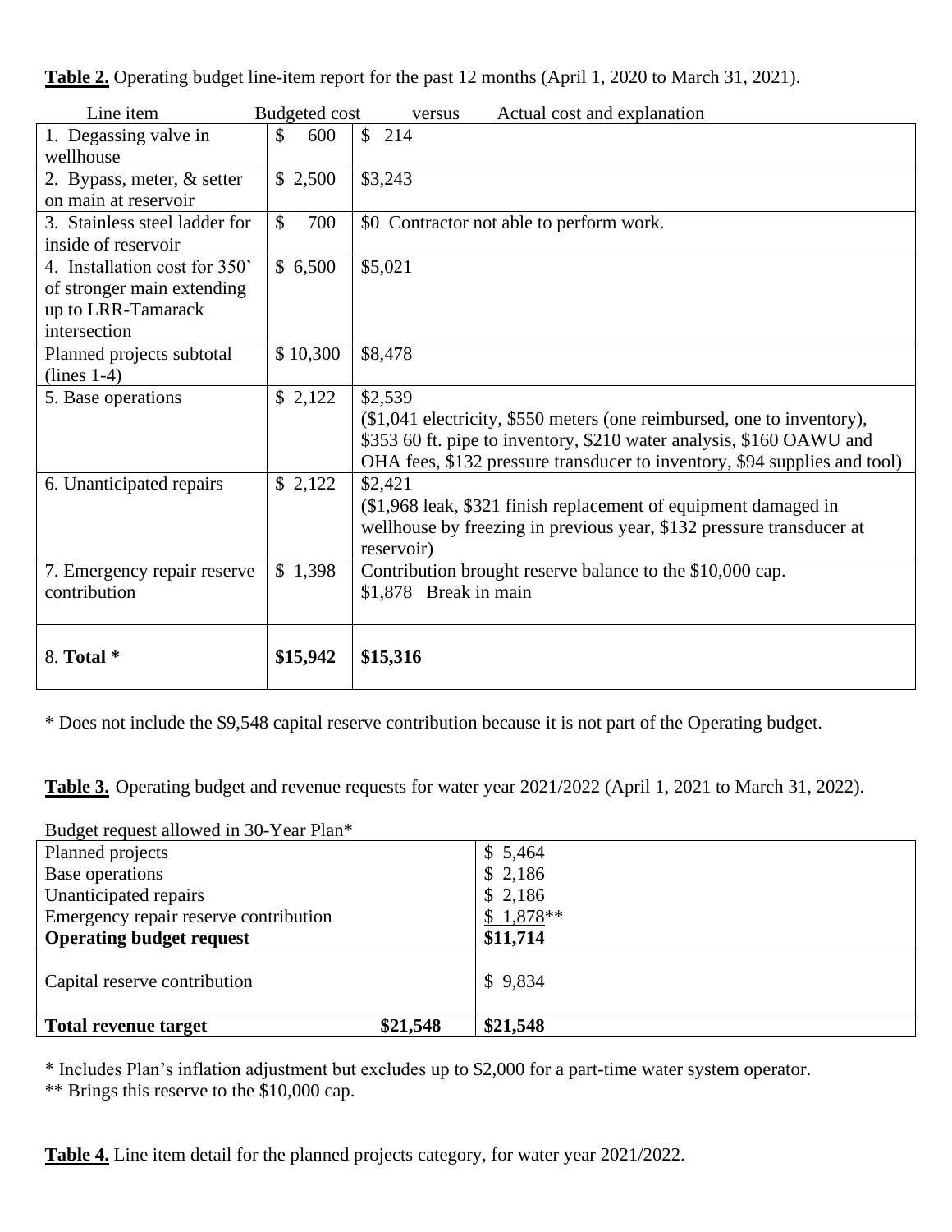**Table 2.** Operating budget line-item report for the past 12 months (April 1, 2020 to March 31, 2021).

| Line item | Budgeted cost | versus Actual cost and explanation |
|---|---|---|
| 1. Degassing valve in wellhouse | $ 600 | $ 214 |
| 2. Bypass, meter, & setter on main at reservoir | $ 2,500 | $3,243 |
| 3. Stainless steel ladder for inside of reservoir | $ 700 | $0 Contractor not able to perform work. |
| 4. Installation cost for 350' of stronger main extending up to LRR-Tamarack intersection | $ 6,500 | $5,021 |
| Planned projects subtotal (lines 1-4) | $ 10,300 | $8,478 |
| 5. Base operations | $ 2,122 | $2,539 ($1,041 electricity, $550 meters (one reimbursed, one to inventory), $353 60 ft. pipe to inventory, $210 water analysis, $160 OAWU and OHA fees, $132 pressure transducer to inventory, $94 supplies and tool) |
| 6. Unanticipated repairs | $ 2,122 | $2,421 ($1,968 leak, $321 finish replacement of equipment damaged in wellhouse by freezing in previous year, $132 pressure transducer at reservoir) |
| 7. Emergency repair reserve contribution | $ 1,398 | Contribution brought reserve balance to the $10,000 cap. $1,878 Break in main |
| 8. **Total *** | **$15,942** | **$15,316** |

* Does not include the $9,548 capital reserve contribution because it is not part of the Operating budget.

**Table 3.** Operating budget and revenue requests for water year 2021/2022 (April 1, 2021 to March 31, 2022).

Budget request allowed in 30-Year Plan*

| | |
|---|---|
| Planned projects | $ 5,464 |
| Base operations | $ 2,186 |
| Unanticipated repairs | $ 2,186 |
| Emergency repair reserve contribution | $ 1,878** |
| **Operating budget request** | **$11,714** |
| Capital reserve contribution | $ 9,834 |
| **Total revenue target** **$21,548** | **$21,548** |

* Includes Plan's inflation adjustment but excludes up to $2,000 for a part-time water system operator.
** Brings this reserve to the $10,000 cap.

**Table 4.** Line item detail for the planned projects category, for water year 2021/2022.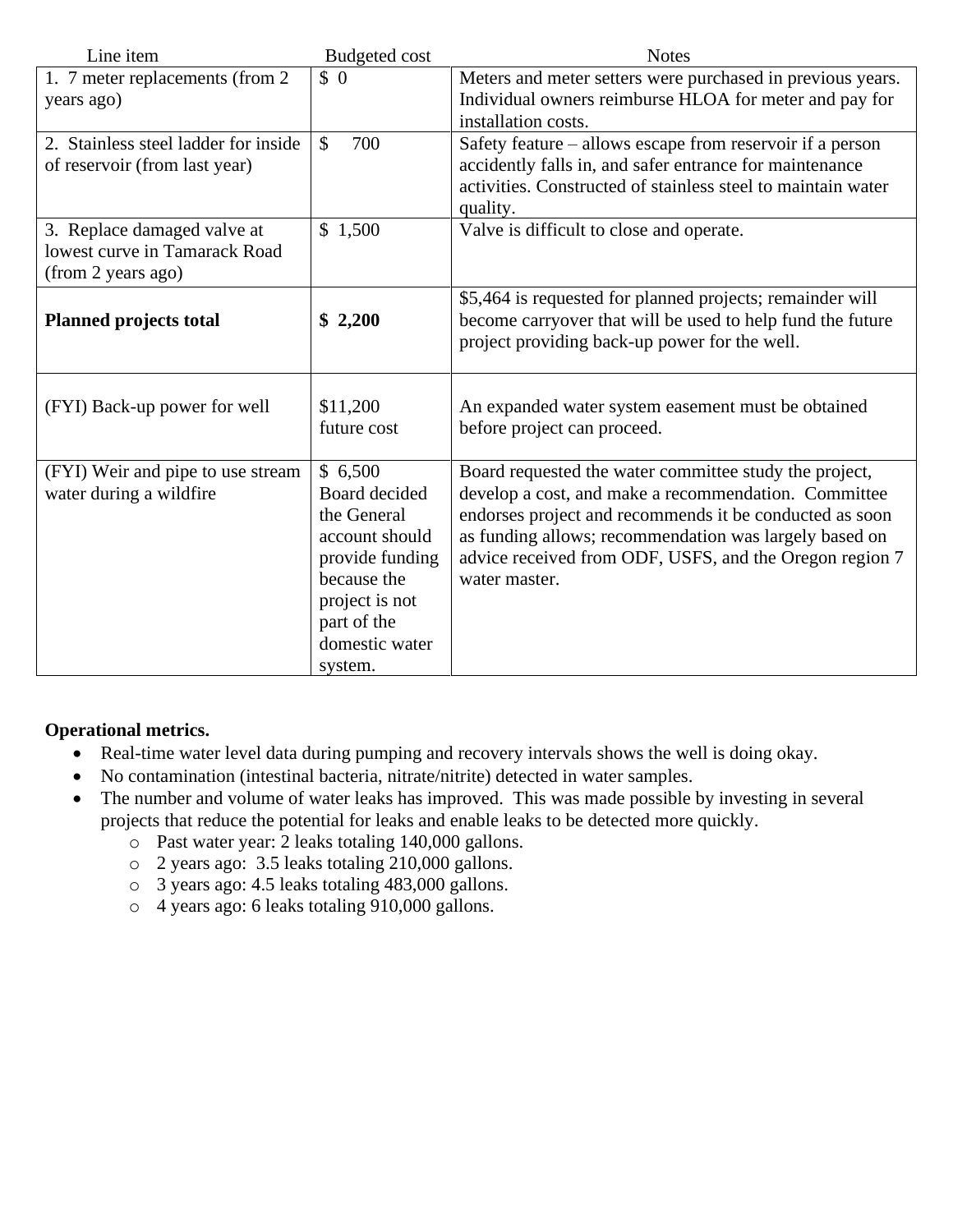| Line item | Budgeted cost | Notes |
|---|---|---|
| 1. 7 meter replacements (from 2 years ago) | $ 0 | Meters and meter setters were purchased in previous years. Individual owners reimburse HLOA for meter and pay for installation costs. |
| 2. Stainless steel ladder for inside of reservoir (from last year) | $ 700 | Safety feature – allows escape from reservoir if a person accidently falls in, and safer entrance for maintenance activities. Constructed of stainless steel to maintain water quality. |
| 3. Replace damaged valve at lowest curve in Tamarack Road (from 2 years ago) | $ 1,500 | Valve is difficult to close and operate. |
| **Planned projects total** | **$ 2,200** | $5,464 is requested for planned projects; remainder will become carryover that will be used to help fund the future project providing back-up power for the well. |
| (FYI) Back-up power for well | $11,200 future cost | An expanded water system easement must be obtained before project can proceed. |
| (FYI) Weir and pipe to use stream water during a wildfire | $ 6,500 Board decided the General account should provide funding because the project is not part of the domestic water system. | Board requested the water committee study the project, develop a cost, and make a recommendation. Committee endorses project and recommends it be conducted as soon as funding allows; recommendation was largely based on advice received from ODF, USFS, and the Oregon region 7 water master. |

**Operational metrics.**

- Real-time water level data during pumping and recovery intervals shows the well is doing okay.
- No contamination (intestinal bacteria, nitrate/nitrite) detected in water samples.
- The number and volume of water leaks has improved. This was made possible by investing in several projects that reduce the potential for leaks and enable leaks to be detected more quickly.
  - Past water year: 2 leaks totaling 140,000 gallons.
  - 2 years ago: 3.5 leaks totaling 210,000 gallons.
  - 3 years ago: 4.5 leaks totaling 483,000 gallons.
  - 4 years ago: 6 leaks totaling 910,000 gallons.